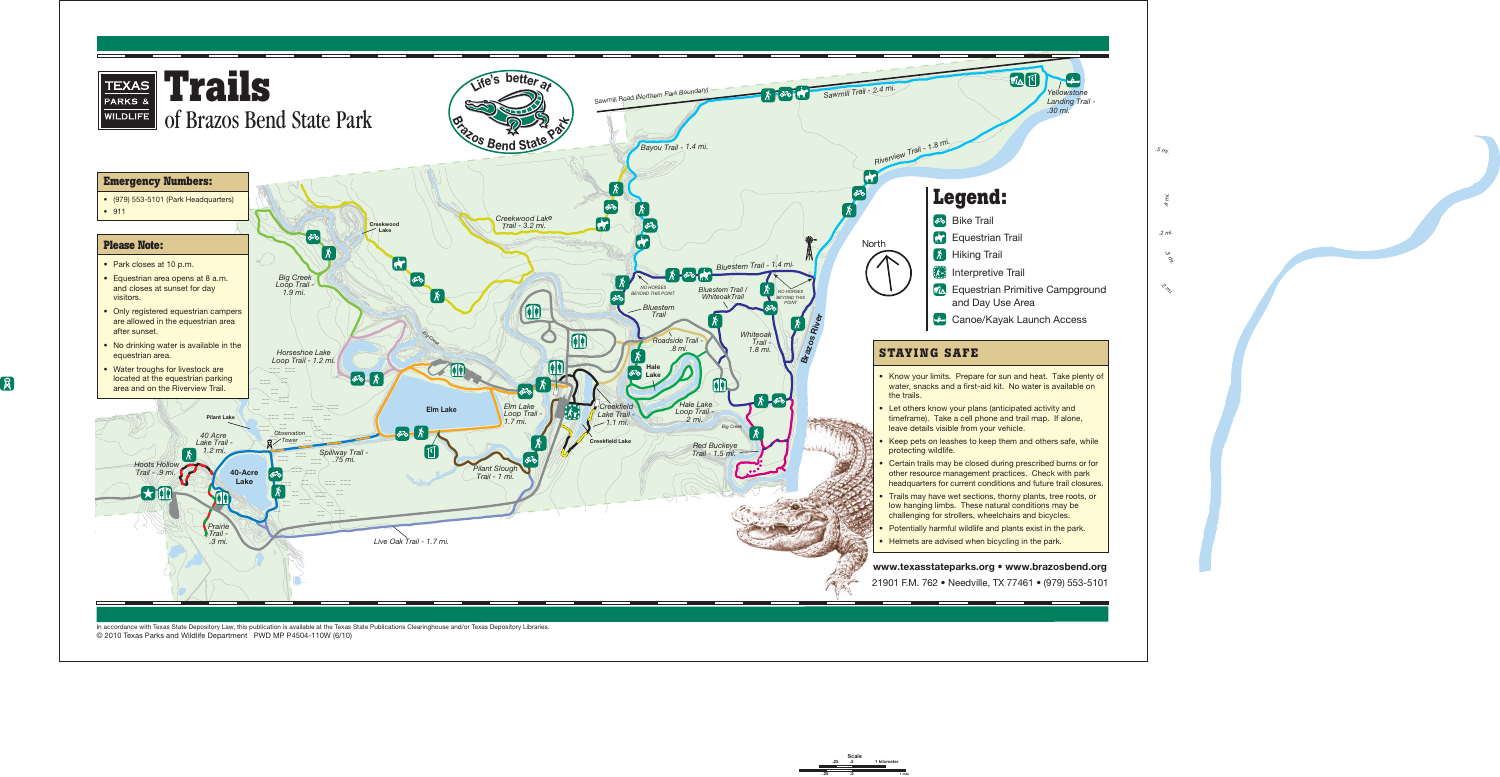# Trails of Brazos Bend State Park

TEXAS PARKS & WILDLIFE

Life's better at Brazos Bend State Park

## Emergency Numbers:

- (979) 553-5101 (Park Headquarters)
- 911

## Please Note:

- Park closes at 10 p.m.
- Equestrian area opens at 8 a.m. and closes at sunset for day visitors.
- Only registered equestrian campers are allowed in the equestrian area after sunset.
- No drinking water is available in the equestrian area.
- Water troughs for livestock are located at the equestrian parking area and on the Riverview Trail.

Sawmill Road (Northern Park Boundary)

Sawmill Trail - 2.4 mi.

Yellowstone Landing Trail - .30 mi.

Riverview Trail - 1.8 mi.

Bayou Trail - 1.4 mi.

Creekwood Lake Trail - 3.2 mi.

Creekwood Lake

Big Creek Loop Trail - 1.9 mi.

Bluestem Trail - 1.4 mi.

NO HORSES BEYOND THIS POINT

Bluestem Trail / Whiteoak Trail

Bluestem Trail

Whiteoak Trail - 1.8 mi.

Brazos River

Roadside Trail - .8 mi.

Hale Lake

Horseshoe Lake Loop Trail - 1.2 mi.

Big Creek

Elm Lake

Elm Lake Loop Trail - 1.7 mi.

Creekfield Lake Trail - 1.1 mi.

Creekfield Lake

Hale Lake Loop Trail - .2 mi.

Big Creek

Red Buckeye Trail - 1.5 mi.

Pilant Lake

40 Acre Lake Trail - 1.2 mi.

Observation Tower

Spillway Trail - .75 mi.

Pilant Slough Trail - 1 mi.

Hoots Hollow Trail - .9 mi.

40-Acre Lake

Prairie Trail - .3 mi.

Live Oak Trail - 1.7 mi.

North

## Legend:

- Bike Trail
- Equestrian Trail
- Hiking Trail
- Interpretive Trail
- Equestrian Primitive Campground and Day Use Area
- Canoe/Kayak Launch Access

## STAYING SAFE

- Know your limits. Prepare for sun and heat. Take plenty of water, snacks and a first-aid kit. No water is available on the trails.
- Let others know your plans (anticipated activity and timeframe). Take a cell phone and trail map. If alone, leave details visible from your vehicle.
- Keep pets on leashes to keep them and others safe, while protecting wildlife.
- Certain trails may be closed during prescribed burns or for other resource management practices. Check with park headquarters for current conditions and future trail closures.
- Trails may have wet sections, thorny plants, tree roots, or low hanging limbs. These natural conditions may be challenging for strollers, wheelchairs and bicycles.
- Potentially harmful wildlife and plants exist in the park.
- Helmets are advised when bicycling in the park.

**www.texasstateparks.org • www.brazosbend.org**

21901 F.M. 762 • Needville, TX 77461 • (979) 553-5101

In accordance with Texas State Depository Law, this publication is available at the Texas State Publications Clearinghouse and/or Texas Depository Libraries.
© 2010 Texas Parks and Wildlife Department PWD MP P4504-110W (6/10)

Scale: .25 .5 1 kilometer; .25 .5 1 mile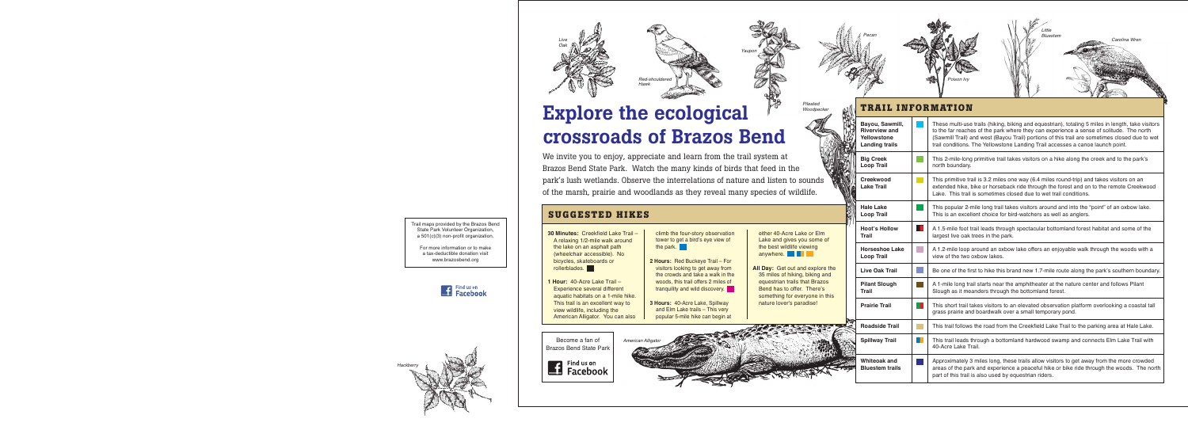Trail maps provided by the Brazos Bend State Park Volunteer Organization, a 501(c)(3) non-profit organization.

For more information or to make a tax-deductible donation visit www.brazosbend.org

Find us on Facebook

Hackberry

Live Oak

Red-shouldered Hawk

Yaupon

Pileated Woodpecker

Pecan

Poison Ivy

Little Bluestem

Carolina Wren

# Explore the ecological crossroads of Brazos Bend

We invite you to enjoy, appreciate and learn from the trail system at Brazos Bend State Park. Watch the many kinds of birds that feed in the park's lush wetlands. Observe the interrelations of nature and listen to sounds of the marsh, prairie and woodlands as they reveal many species of wildlife.

## SUGGESTED HIKES

**30 Minutes:** Creekfield Lake Trail – A relaxing 1/2-mile walk around the lake on an asphalt path (wheelchair accessible). No bicycles, skateboards or rollerblades.

**1 Hour:** 40-Acre Lake Trail – Experience several different aquatic habitats on a 1-mile hike. This trail is an excellent way to view wildlife, including the American Alligator. You can also climb the four-story observation tower to get a bird's eye view of the park.

**2 Hours:** Red Buckeye Trail – For visitors looking to get away from the crowds and take a walk in the woods, this trail offers 2 miles of tranquility and wild discovery.

**3 Hours:** 40-Acre Lake, Spillway and Elm Lake trails – This very popular 5-mile hike can begin at either 40-Acre Lake or Elm Lake and gives you some of the best wildlife viewing anywhere.

**All Day:** Get out and explore the 35 miles of hiking, biking and equestrian trails that Brazos Bend has to offer. There's something for everyone in this nature lover's paradise!

Become a fan of Brazos Bend State Park

Find us on Facebook

American Alligator

## TRAIL INFORMATION

| | |
|---|---|
| **Bayou, Sawmill, Riverview and Yellowstone Landing trails** | These multi-use trails (hiking, biking and equestrian), totaling 5 miles in length, take visitors to the far reaches of the park where they can experience a sense of solitude. The north (Sawmill Trail) and west (Bayou Trail) portions of this trail are sometimes closed due to wet trail conditions. The Yellowstone Landing Trail accesses a canoe launch point. |
| **Big Creek Loop Trail** | This 2-mile-long primitive trail takes visitors on a hike along the creek and to the park's north boundary. |
| **Creekwood Lake Trail** | This primitive trail is 3.2 miles one way (6.4 miles round-trip) and takes visitors on an extended hike, bike or horseback ride through the forest and on to the remote Creekwood Lake. This trail is sometimes closed due to wet trail conditions. |
| **Hale Lake Loop Trail** | This popular 2-mile long trail takes visitors around and into the "point" of an oxbow lake. This is an excellent choice for bird-watchers as well as anglers. |
| **Hoot's Hollow Trail** | A 1.5-mile foot trail leads through spectacular bottomland forest habitat and some of the largest live oak trees in the park. |
| **Horseshoe Lake Loop Trail** | A 1.2-mile loop around an oxbow lake offers an enjoyable walk through the woods with a view of the two oxbow lakes. |
| **Live Oak Trail** | Be one of the first to hike this brand new 1.7-mile route along the park's southern boundary. |
| **Pilant Slough Trail** | A 1-mile long trail starts near the amphitheater at the nature center and follows Pilant Slough as it meanders through the bottomland forest. |
| **Prairie Trail** | This short trail takes visitors to an elevated observation platform overlooking a coastal tall grass prairie and boardwalk over a small temporary pond. |
| **Roadside Trail** | This trail follows the road from the Creekfield Lake Trail to the parking area at Hale Lake. |
| **Spillway Trail** | This trail leads through a bottomland hardwood swamp and connects Elm Lake Trail with 40-Acre Lake Trail. |
| **Whiteoak and Bluestem trails** | Approximately 3 miles long, these trails allow visitors to get away from the more crowded areas of the park and experience a peaceful hike or bike ride through the woods. The north part of this trail is also used by equestrian riders. |